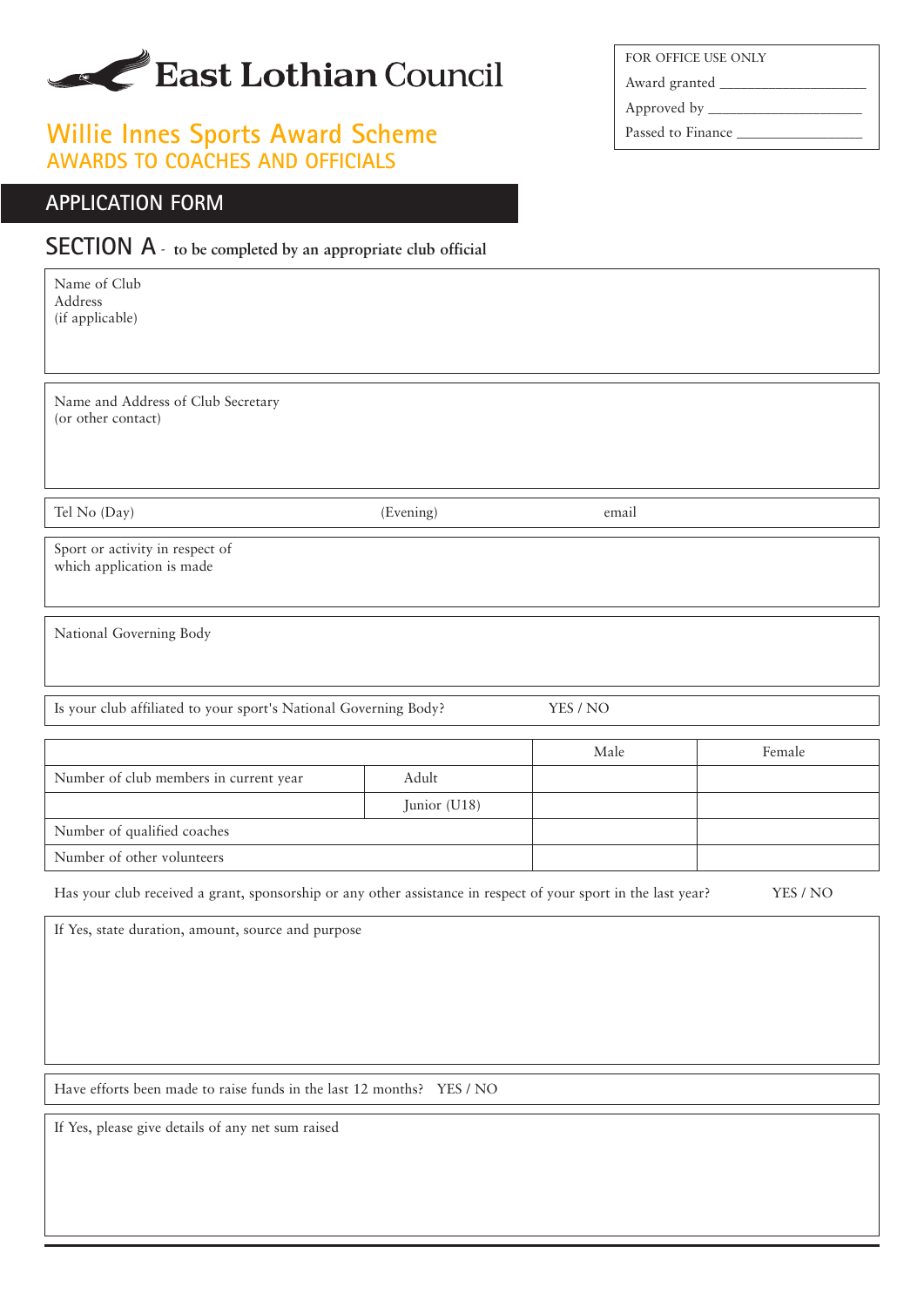East Lothian Council

| FOR OFFICE USE ONLY |
|---|
| Award granted ___________________ |
| Approved by ___________________ |
| Passed to Finance ________________ |

# Willie Innes Sports Award Scheme

## AWARDS TO COACHES AND OFFICIALS

## APPLICATION FORM

## SECTION A - to be completed by an appropriate club official

| | |
|---|---|
| Name of Club<br>Address<br>(if applicable) | |
| Name and Address of Club Secretary<br>(or other contact) | |

| | | |
|---|---|---|
| Tel No (Day) | (Evening) | email |

| | |
|---|---|
| Sport or activity in respect of which application is made | |
| National Governing Body | |

| | |
|---|---|
| Is your club affiliated to your sport's National Governing Body? | YES / NO |

| | | Male | Female |
|---|---|---|---|
| Number of club members in current year | Adult | | |
| | Junior (U18) | | |
| Number of qualified coaches | | | |
| Number of other volunteers | | | |

Has your club received a grant, sponsorship or any other assistance in respect of your sport in the last year? YES / NO

| |
|---|
| If Yes, state duration, amount, source and purpose |

| |
|---|
| Have efforts been made to raise funds in the last 12 months? YES / NO |

| |
|---|
| If Yes, please give details of any net sum raised |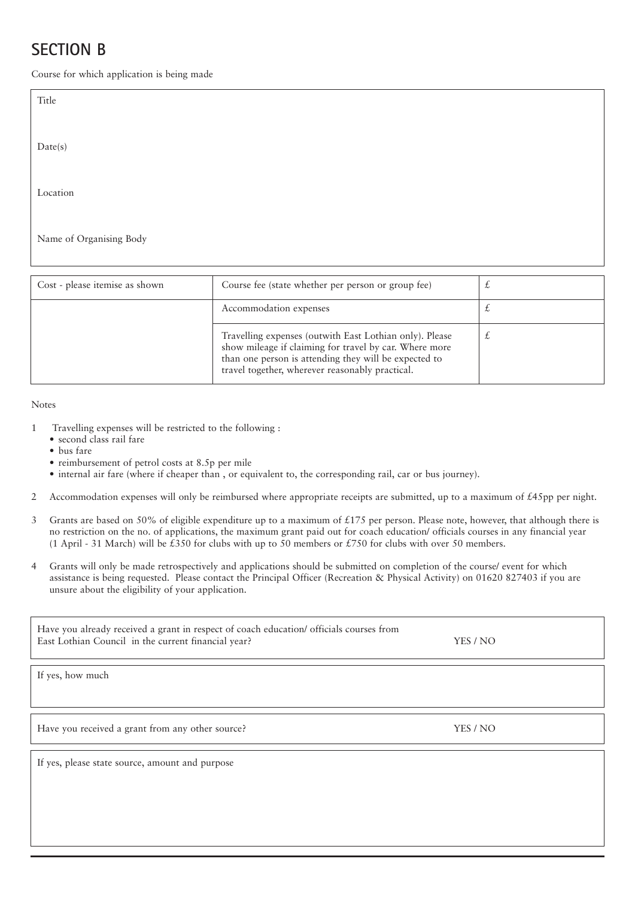# SECTION B

Course for which application is being made

| |
|---|
| Title |
| Date(s) |
| Location |
| Name of Organising Body |

| | | |
|---|---|---|
| Cost - please itemise as shown | Course fee (state whether per person or group fee) | £ |
| | Accommodation expenses | £ |
| | Travelling expenses (outwith East Lothian only). Please show mileage if claiming for travel by car. Where more than one person is attending they will be expected to travel together, wherever reasonably practical. | £ |

Notes

1. Travelling expenses will be restricted to the following :
   - second class rail fare
   - bus fare
   - reimbursement of petrol costs at 8.5p per mile
   - internal air fare (where if cheaper than , or equivalent to, the corresponding rail, car or bus journey).
2. Accommodation expenses will only be reimbursed where appropriate receipts are submitted, up to a maximum of £45pp per night.
3. Grants are based on 50% of eligible expenditure up to a maximum of £175 per person. Please note, however, that although there is no restriction on the no. of applications, the maximum grant paid out for coach education/ officials courses in any financial year (1 April - 31 March) will be £350 for clubs with up to 50 members or £750 for clubs with over 50 members.
4. Grants will only be made retrospectively and applications should be submitted on completion of the course/ event for which assistance is being requested. Please contact the Principal Officer (Recreation & Physical Activity) on 01620 827403 if you are unsure about the eligibility of your application.

| | |
|---|---|
| Have you already received a grant in respect of coach education/ officials courses from East Lothian Council in the current financial year? | YES / NO |
| If yes, how much | |
| Have you received a grant from any other source? | YES / NO |
| If yes, please state source, amount and purpose | |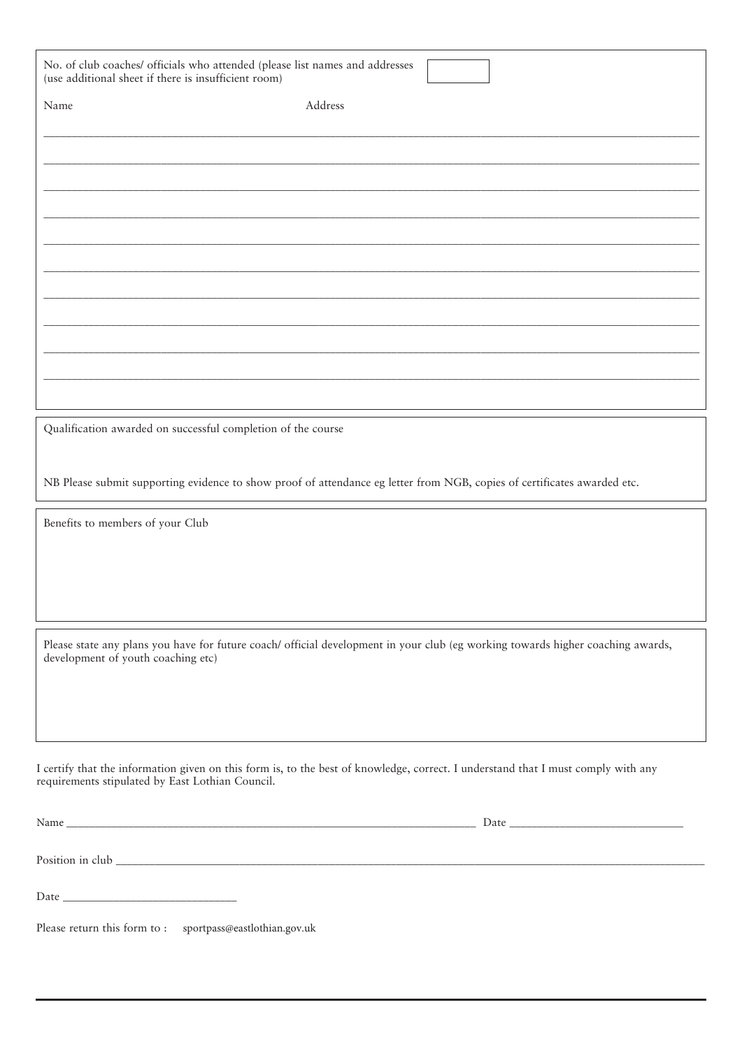No. of club coaches/ officials who attended (please list names and addresses (use additional sheet if there is insufficient room)

| Name | Address |
|---|---|
| | |
| | |
| | |
| | |
| | |
| | |
| | |
| | |
| | |
| | |

Qualification awarded on successful completion of the course

NB Please submit supporting evidence to show proof of attendance eg letter from NGB, copies of certificates awarded etc.

Benefits to members of your Club

Please state any plans you have for future coach/ official development in your club (eg working towards higher coaching awards, development of youth coaching etc)

I certify that the information given on this form is, to the best of knowledge, correct. I understand that I must comply with any requirements stipulated by East Lothian Council.

Name ____________________________ Date ____________________

Position in club ____________________________

Date ____________________

Please return this form to : sportpass@eastlothian.gov.uk